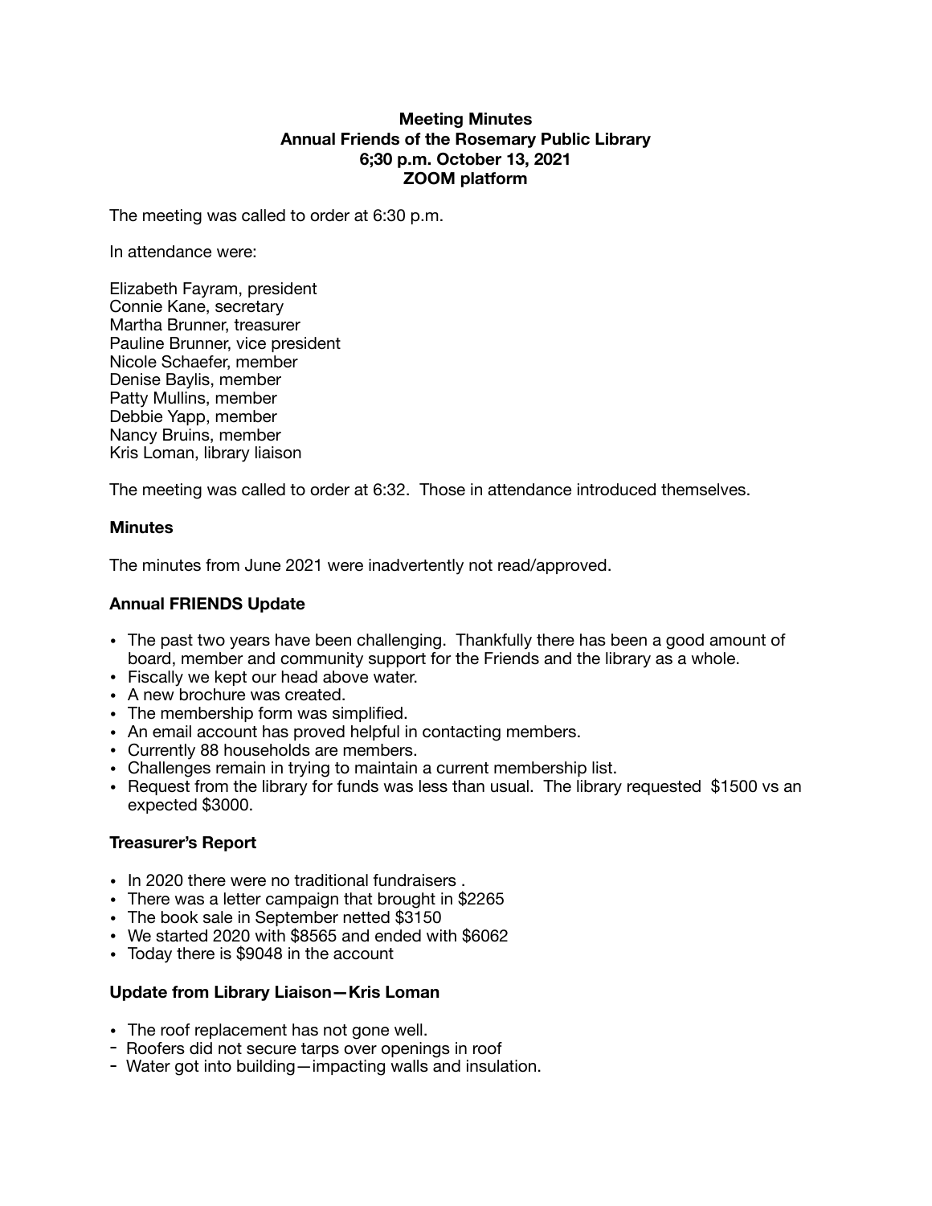# Meeting Minutes
## Annual Friends of the Rosemary Public Library
## 6;30 p.m. October 13, 2021
## ZOOM platform

The meeting was called to order at 6:30 p.m.

In attendance were:

Elizabeth Fayram, president
Connie Kane, secretary
Martha Brunner, treasurer
Pauline Brunner, vice president
Nicole Schaefer, member
Denise Baylis, member
Patty Mullins, member
Debbie Yapp, member
Nancy Bruins, member
Kris Loman, library liaison

The meeting was called to order at 6:32. Those in attendance introduced themselves.

### Minutes

The minutes from June 2021 were inadvertently not read/approved.

### Annual FRIENDS Update

- The past two years have been challenging. Thankfully there has been a good amount of board, member and community support for the Friends and the library as a whole.
- Fiscally we kept our head above water.
- A new brochure was created.
- The membership form was simplified.
- An email account has proved helpful in contacting members.
- Currently 88 households are members.
- Challenges remain in trying to maintain a current membership list.
- Request from the library for funds was less than usual. The library requested $1500 vs an expected $3000.

### Treasurer's Report

- In 2020 there were no traditional fundraisers .
- There was a letter campaign that brought in $2265
- The book sale in September netted $3150
- We started 2020 with $8565 and ended with $6062
- Today there is $9048 in the account

### Update from Library Liaison—Kris Loman

- The roof replacement has not gone well.
  - Roofers did not secure tarps over openings in roof
  - Water got into building—impacting walls and insulation.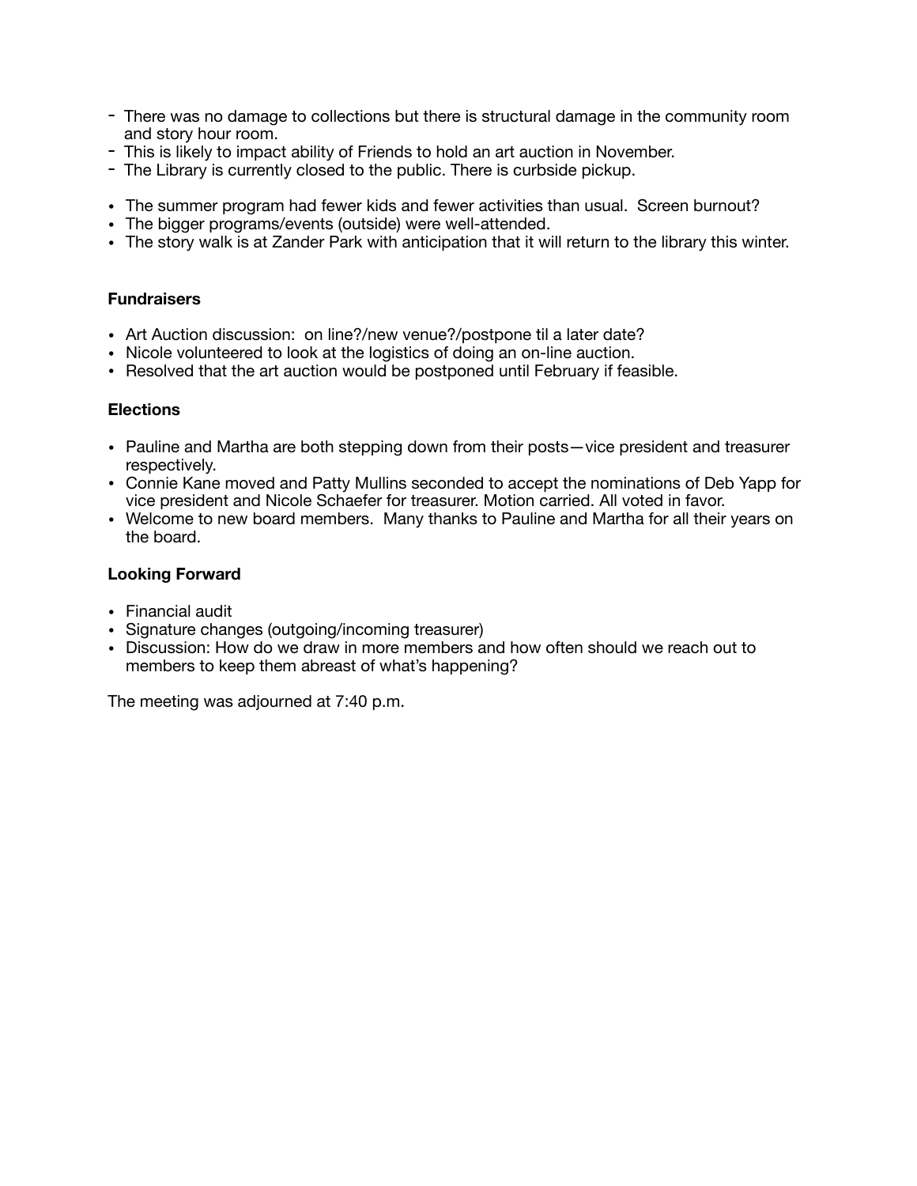- There was no damage to collections but there is structural damage in the community room and story hour room.
- This is likely to impact ability of Friends to hold an art auction in November.
- The Library is currently closed to the public. There is curbside pickup.

- The summer program had fewer kids and fewer activities than usual. Screen burnout?
- The bigger programs/events (outside) were well-attended.
- The story walk is at Zander Park with anticipation that it will return to the library this winter.

**Fundraisers**

- Art Auction discussion: on line?/new venue?/postpone til a later date?
- Nicole volunteered to look at the logistics of doing an on-line auction.
- Resolved that the art auction would be postponed until February if feasible.

**Elections**

- Pauline and Martha are both stepping down from their posts—vice president and treasurer respectively.
- Connie Kane moved and Patty Mullins seconded to accept the nominations of Deb Yapp for vice president and Nicole Schaefer for treasurer. Motion carried. All voted in favor.
- Welcome to new board members. Many thanks to Pauline and Martha for all their years on the board.

**Looking Forward**

- Financial audit
- Signature changes (outgoing/incoming treasurer)
- Discussion: How do we draw in more members and how often should we reach out to members to keep them abreast of what's happening?

The meeting was adjourned at 7:40 p.m.